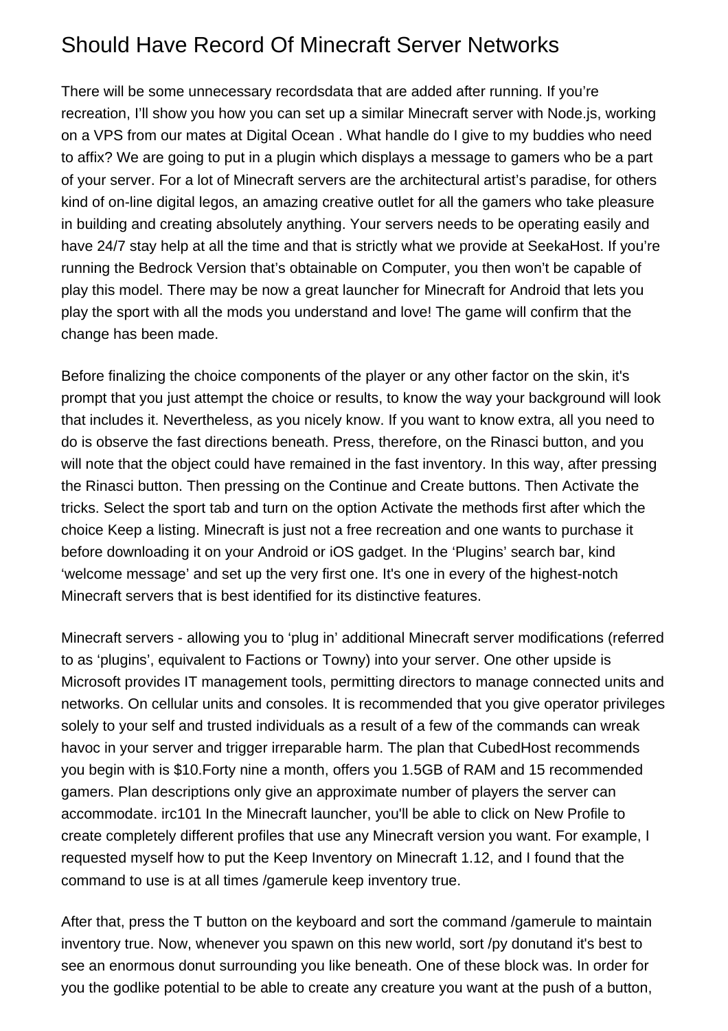# Should Have Record Of Minecraft Server Networks

There will be some unnecessary recordsdata that are added after running. If you’re recreation, I’ll show you how you can set up a similar Minecraft server with Node.js, working on a VPS from our mates at Digital Ocean . What handle do I give to my buddies who need to affix? We are going to put in a plugin which displays a message to gamers who be a part of your server. For a lot of Minecraft servers are the architectural artist’s paradise, for others kind of on-line digital legos, an amazing creative outlet for all the gamers who take pleasure in building and creating absolutely anything. Your servers needs to be operating easily and have 24/7 stay help at all the time and that is strictly what we provide at SeekaHost. If you’re running the Bedrock Version that’s obtainable on Computer, you then won’t be capable of play this model. There may be now a great launcher for Minecraft for Android that lets you play the sport with all the mods you understand and love! The game will confirm that the change has been made.

Before finalizing the choice components of the player or any other factor on the skin, it's prompt that you just attempt the choice or results, to know the way your background will look that includes it. Nevertheless, as you nicely know. If you want to know extra, all you need to do is observe the fast directions beneath. Press, therefore, on the Rinasci button, and you will note that the object could have remained in the fast inventory. In this way, after pressing the Rinasci button. Then pressing on the Continue and Create buttons. Then Activate the tricks. Select the sport tab and turn on the option Activate the methods first after which the choice Keep a listing. Minecraft is just not a free recreation and one wants to purchase it before downloading it on your Android or iOS gadget. In the ‘Plugins’ search bar, kind ‘welcome message’ and set up the very first one. It's one in every of the highest-notch Minecraft servers that is best identified for its distinctive features.

Minecraft servers - allowing you to ‘plug in’ additional Minecraft server modifications (referred to as ‘plugins’, equivalent to Factions or Towny) into your server. One other upside is Microsoft provides IT management tools, permitting directors to manage connected units and networks. On cellular units and consoles. It is recommended that you give operator privileges solely to your self and trusted individuals as a result of a few of the commands can wreak havoc in your server and trigger irreparable harm. The plan that CubedHost recommends you begin with is $10.Forty nine a month, offers you 1.5GB of RAM and 15 recommended gamers. Plan descriptions only give an approximate number of players the server can accommodate. irc101 In the Minecraft launcher, you'll be able to click on New Profile to create completely different profiles that use any Minecraft version you want. For example, I requested myself how to put the Keep Inventory on Minecraft 1.12, and I found that the command to use is at all times /gamerule keep inventory true.

After that, press the T button on the keyboard and sort the command /gamerule to maintain inventory true. Now, whenever you spawn on this new world, sort /py donutand it's best to see an enormous donut surrounding you like beneath. One of these block was. In order for you the godlike potential to be able to create any creature you want at the push of a button,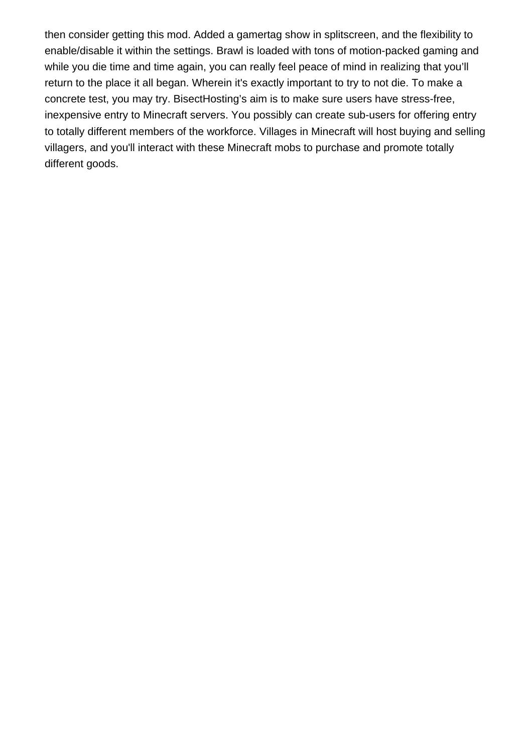then consider getting this mod. Added a gamertag show in splitscreen, and the flexibility to enable/disable it within the settings. Brawl is loaded with tons of motion-packed gaming and while you die time and time again, you can really feel peace of mind in realizing that you'll return to the place it all began. Wherein it's exactly important to try to not die. To make a concrete test, you may try. BisectHosting's aim is to make sure users have stress-free, inexpensive entry to Minecraft servers. You possibly can create sub-users for offering entry to totally different members of the workforce. Villages in Minecraft will host buying and selling villagers, and you'll interact with these Minecraft mobs to purchase and promote totally different goods.